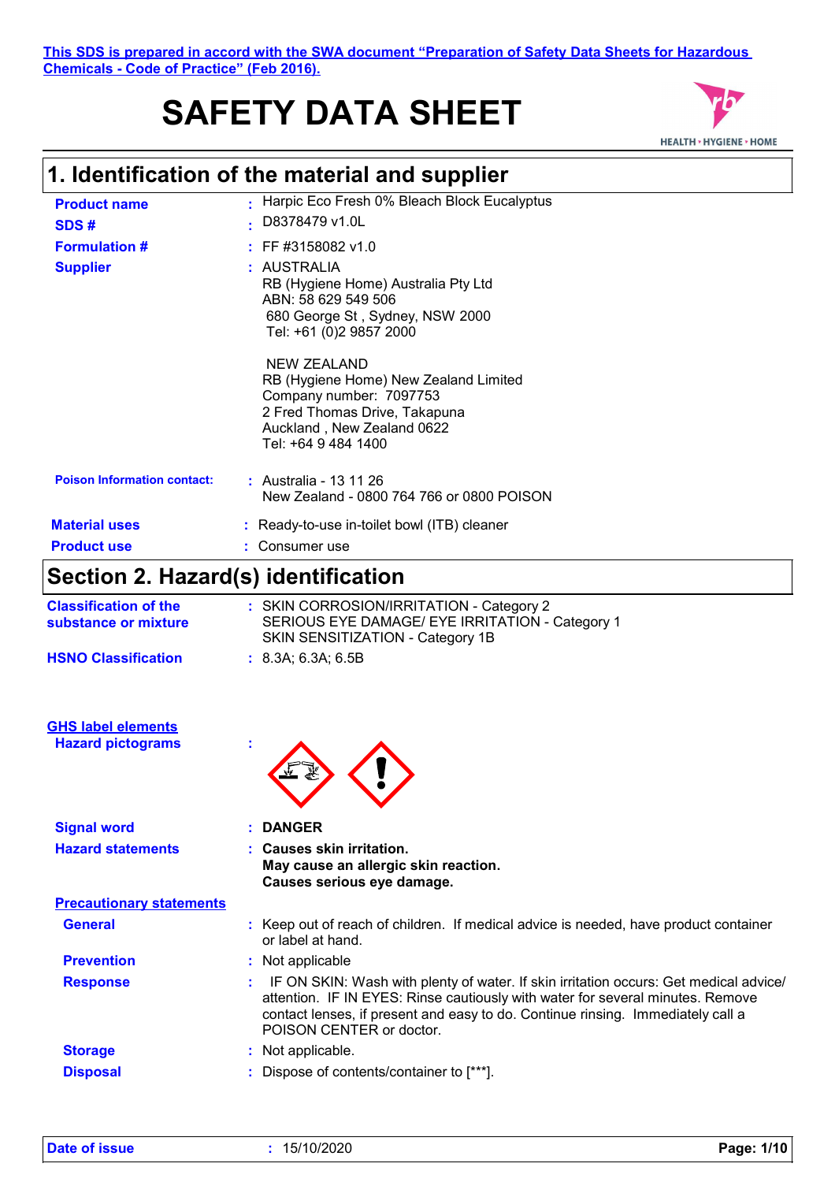**This SDS is prepared in accord with the SWA document "Preparation of Safety Data Sheets for Hazardous Chemicals - Code of Practice" (Feb 2016).**

# SAFETY DATA SHEET

HEALTH • HYGIENE • HOME

## 1. Identification of the material and supplier

**Product name** : Harpic Eco Fresh 0% Bleach Block Eucalyptus

**SDS #** : D8378479 v1.0L

**Formulation #** : FF #3158082 v1.0

**Supplier** : AUSTRALIA
RB (Hygiene Home) Australia Pty Ltd
ABN: 58 629 549 506
680 George St , Sydney, NSW 2000
Tel: +61 (0)2 9857 2000

NEW ZEALAND
RB (Hygiene Home) New Zealand Limited
Company number: 7097753
2 Fred Thomas Drive, Takapuna
Auckland , New Zealand 0622
Tel: +64 9 484 1400

**Poison Information contact:** : Australia - 13 11 26
New Zealand - 0800 764 766 or 0800 POISON

**Material uses** : Ready-to-use in-toilet bowl (ITB) cleaner

**Product use** : Consumer use

## Section 2. Hazard(s) identification

**Classification of the substance or mixture** : SKIN CORROSION/IRRITATION - Category 2
SERIOUS EYE DAMAGE/ EYE IRRITATION - Category 1
SKIN SENSITIZATION - Category 1B

**HSNO Classification** : 8.3A; 6.3A; 6.5B

**GHS label elements**

**Hazard pictograms** :

**Signal word** : **DANGER**

**Hazard statements** : **Causes skin irritation.
May cause an allergic skin reaction.
Causes serious eye damage.**

**Precautionary statements**

**General** : Keep out of reach of children. If medical advice is needed, have product container or label at hand.

**Prevention** : Not applicable

**Response** : IF ON SKIN: Wash with plenty of water. If skin irritation occurs: Get medical advice/ attention. IF IN EYES: Rinse cautiously with water for several minutes. Remove contact lenses, if present and easy to do. Continue rinsing. Immediately call a POISON CENTER or doctor.

**Storage** : Not applicable.

**Disposal** : Dispose of contents/container to [***].

**Date of issue** : 15/10/2020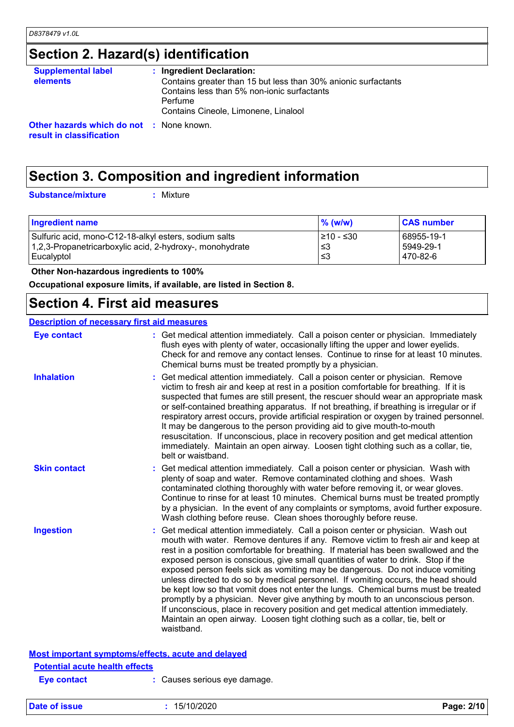## Section 2. Hazard(s) identification

**Supplemental label elements** : **Ingredient Declaration:**
Contains greater than 15 but less than 30% anionic surfactants
Contains less than 5% non-ionic surfactants
Perfume
Contains Cineole, Limonene, Linalool

**Other hazards which do not result in classification** : None known.

## Section 3. Composition and ingredient information

**Substance/mixture** : Mixture

| Ingredient name | % (w/w) | CAS number |
|---|---|---|
| Sulfuric acid, mono-C12-18-alkyl esters, sodium salts | ≥10 - ≤30 | 68955-19-1 |
| 1,2,3-Propanetricarboxylic acid, 2-hydroxy-, monohydrate | ≤3 | 5949-29-1 |
| Eucalyptol | ≤3 | 470-82-6 |

**Other Non-hazardous ingredients to 100%**

**Occupational exposure limits, if available, are listed in Section 8.**

## Section 4. First aid measures

### Description of necessary first aid measures

**Eye contact** : Get medical attention immediately. Call a poison center or physician. Immediately flush eyes with plenty of water, occasionally lifting the upper and lower eyelids. Check for and remove any contact lenses. Continue to rinse for at least 10 minutes. Chemical burns must be treated promptly by a physician.

**Inhalation** : Get medical attention immediately. Call a poison center or physician. Remove victim to fresh air and keep at rest in a position comfortable for breathing. If it is suspected that fumes are still present, the rescuer should wear an appropriate mask or self-contained breathing apparatus. If not breathing, if breathing is irregular or if respiratory arrest occurs, provide artificial respiration or oxygen by trained personnel. It may be dangerous to the person providing aid to give mouth-to-mouth resuscitation. If unconscious, place in recovery position and get medical attention immediately. Maintain an open airway. Loosen tight clothing such as a collar, tie, belt or waistband.

**Skin contact** : Get medical attention immediately. Call a poison center or physician. Wash with plenty of soap and water. Remove contaminated clothing and shoes. Wash contaminated clothing thoroughly with water before removing it, or wear gloves. Continue to rinse for at least 10 minutes. Chemical burns must be treated promptly by a physician. In the event of any complaints or symptoms, avoid further exposure. Wash clothing before reuse. Clean shoes thoroughly before reuse.

**Ingestion** : Get medical attention immediately. Call a poison center or physician. Wash out mouth with water. Remove dentures if any. Remove victim to fresh air and keep at rest in a position comfortable for breathing. If material has been swallowed and the exposed person is conscious, give small quantities of water to drink. Stop if the exposed person feels sick as vomiting may be dangerous. Do not induce vomiting unless directed to do so by medical personnel. If vomiting occurs, the head should be kept low so that vomit does not enter the lungs. Chemical burns must be treated promptly by a physician. Never give anything by mouth to an unconscious person. If unconscious, place in recovery position and get medical attention immediately. Maintain an open airway. Loosen tight clothing such as a collar, tie, belt or waistband.

### Most important symptoms/effects, acute and delayed

#### Potential acute health effects

**Eye contact** : Causes serious eye damage.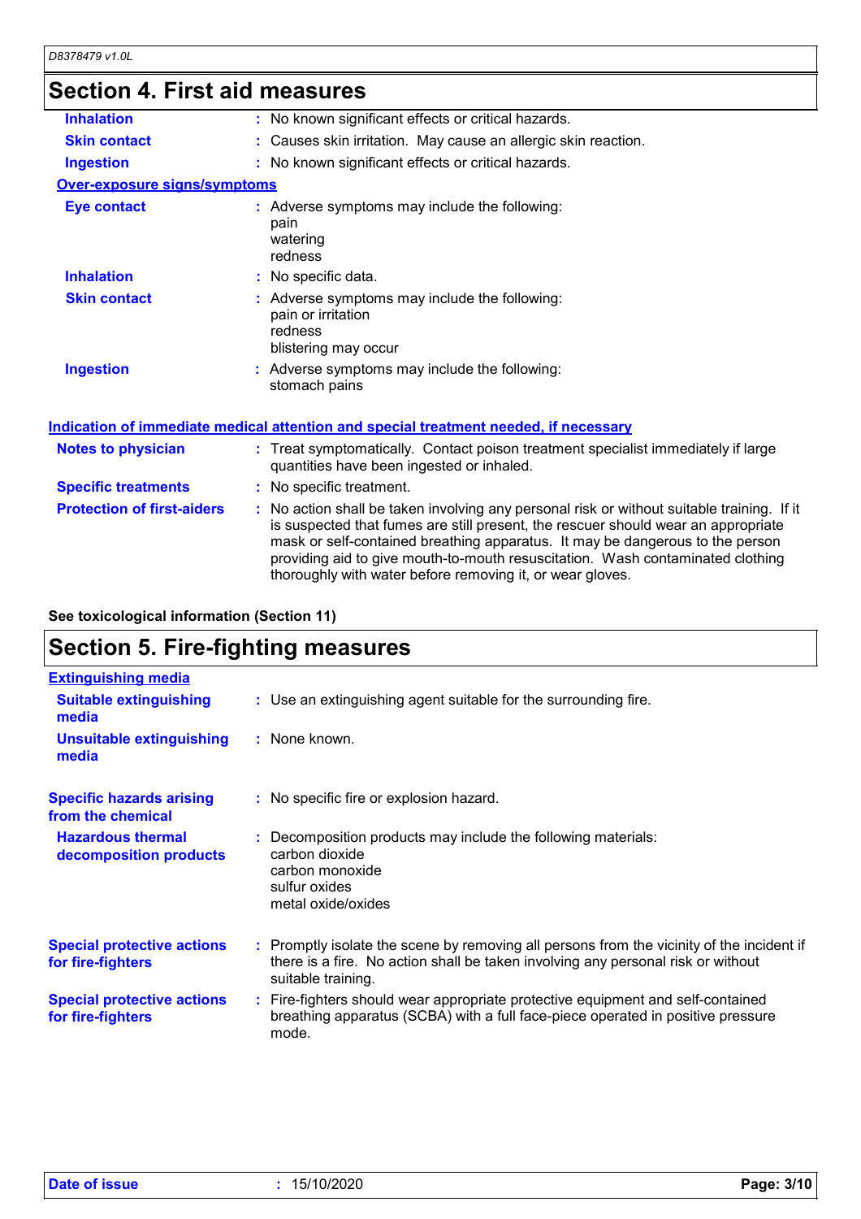## Section 4. First aid measures

| | | |
|---|---|---|
| **Inhalation** | : | No known significant effects or critical hazards. |
| **Skin contact** | : | Causes skin irritation. May cause an allergic skin reaction. |
| **Ingestion** | : | No known significant effects or critical hazards. |

**Over-exposure signs/symptoms**

| | | |
|---|---|---|
| **Eye contact** | : | Adverse symptoms may include the following:<br>pain<br>watering<br>redness |
| **Inhalation** | : | No specific data. |
| **Skin contact** | : | Adverse symptoms may include the following:<br>pain or irritation<br>redness<br>blistering may occur |
| **Ingestion** | : | Adverse symptoms may include the following:<br>stomach pains |

**Indication of immediate medical attention and special treatment needed, if necessary**

| | | |
|---|---|---|
| **Notes to physician** | : | Treat symptomatically. Contact poison treatment specialist immediately if large quantities have been ingested or inhaled. |
| **Specific treatments** | : | No specific treatment. |
| **Protection of first-aiders** | : | No action shall be taken involving any personal risk or without suitable training. If it is suspected that fumes are still present, the rescuer should wear an appropriate mask or self-contained breathing apparatus. It may be dangerous to the person providing aid to give mouth-to-mouth resuscitation. Wash contaminated clothing thoroughly with water before removing it, or wear gloves. |

**See toxicological information (Section 11)**

## Section 5. Fire-fighting measures

**Extinguishing media**

| | | |
|---|---|---|
| **Suitable extinguishing media** | : | Use an extinguishing agent suitable for the surrounding fire. |
| **Unsuitable extinguishing media** | : | None known. |
| **Specific hazards arising from the chemical** | : | No specific fire or explosion hazard. |
| **Hazardous thermal decomposition products** | : | Decomposition products may include the following materials:<br>carbon dioxide<br>carbon monoxide<br>sulfur oxides<br>metal oxide/oxides |
| **Special protective actions for fire-fighters** | : | Promptly isolate the scene by removing all persons from the vicinity of the incident if there is a fire. No action shall be taken involving any personal risk or without suitable training. |
| **Special protective actions for fire-fighters** | : | Fire-fighters should wear appropriate protective equipment and self-contained breathing apparatus (SCBA) with a full face-piece operated in positive pressure mode. |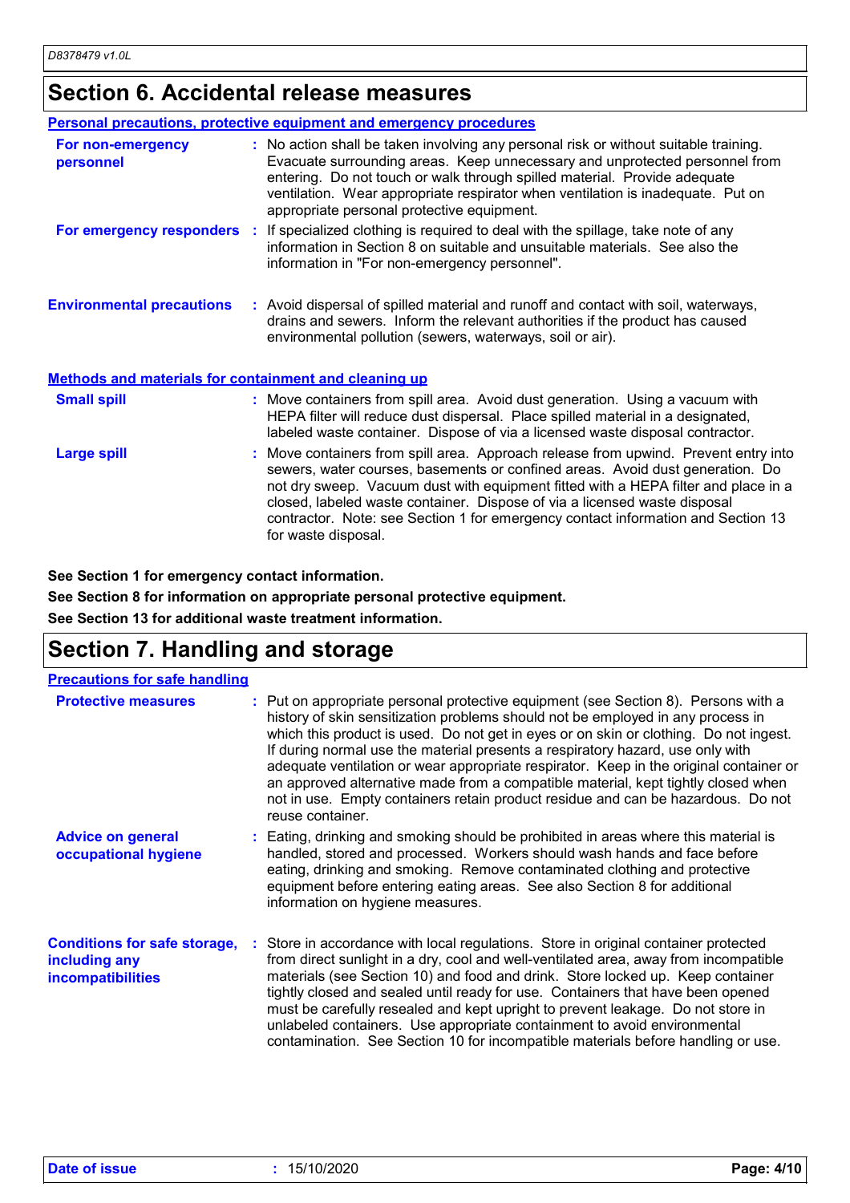# Section 6. Accidental release measures

## Personal precautions, protective equipment and emergency procedures

**For non-emergency personnel** : No action shall be taken involving any personal risk or without suitable training. Evacuate surrounding areas. Keep unnecessary and unprotected personnel from entering. Do not touch or walk through spilled material. Provide adequate ventilation. Wear appropriate respirator when ventilation is inadequate. Put on appropriate personal protective equipment.

**For emergency responders** : If specialized clothing is required to deal with the spillage, take note of any information in Section 8 on suitable and unsuitable materials. See also the information in "For non-emergency personnel".

**Environmental precautions** : Avoid dispersal of spilled material and runoff and contact with soil, waterways, drains and sewers. Inform the relevant authorities if the product has caused environmental pollution (sewers, waterways, soil or air).

## Methods and materials for containment and cleaning up

**Small spill** : Move containers from spill area. Avoid dust generation. Using a vacuum with HEPA filter will reduce dust dispersal. Place spilled material in a designated, labeled waste container. Dispose of via a licensed waste disposal contractor.

**Large spill** : Move containers from spill area. Approach release from upwind. Prevent entry into sewers, water courses, basements or confined areas. Avoid dust generation. Do not dry sweep. Vacuum dust with equipment fitted with a HEPA filter and place in a closed, labeled waste container. Dispose of via a licensed waste disposal contractor. Note: see Section 1 for emergency contact information and Section 13 for waste disposal.

**See Section 1 for emergency contact information.**

**See Section 8 for information on appropriate personal protective equipment.**

**See Section 13 for additional waste treatment information.**

# Section 7. Handling and storage

## Precautions for safe handling

**Protective measures** : Put on appropriate personal protective equipment (see Section 8). Persons with a history of skin sensitization problems should not be employed in any process in which this product is used. Do not get in eyes or on skin or clothing. Do not ingest. If during normal use the material presents a respiratory hazard, use only with adequate ventilation or wear appropriate respirator. Keep in the original container or an approved alternative made from a compatible material, kept tightly closed when not in use. Empty containers retain product residue and can be hazardous. Do not reuse container.

**Advice on general occupational hygiene** : Eating, drinking and smoking should be prohibited in areas where this material is handled, stored and processed. Workers should wash hands and face before eating, drinking and smoking. Remove contaminated clothing and protective equipment before entering eating areas. See also Section 8 for additional information on hygiene measures.

**Conditions for safe storage, including any incompatibilities** : Store in accordance with local regulations. Store in original container protected from direct sunlight in a dry, cool and well-ventilated area, away from incompatible materials (see Section 10) and food and drink. Store locked up. Keep container tightly closed and sealed until ready for use. Containers that have been opened must be carefully resealed and kept upright to prevent leakage. Do not store in unlabeled containers. Use appropriate containment to avoid environmental contamination. See Section 10 for incompatible materials before handling or use.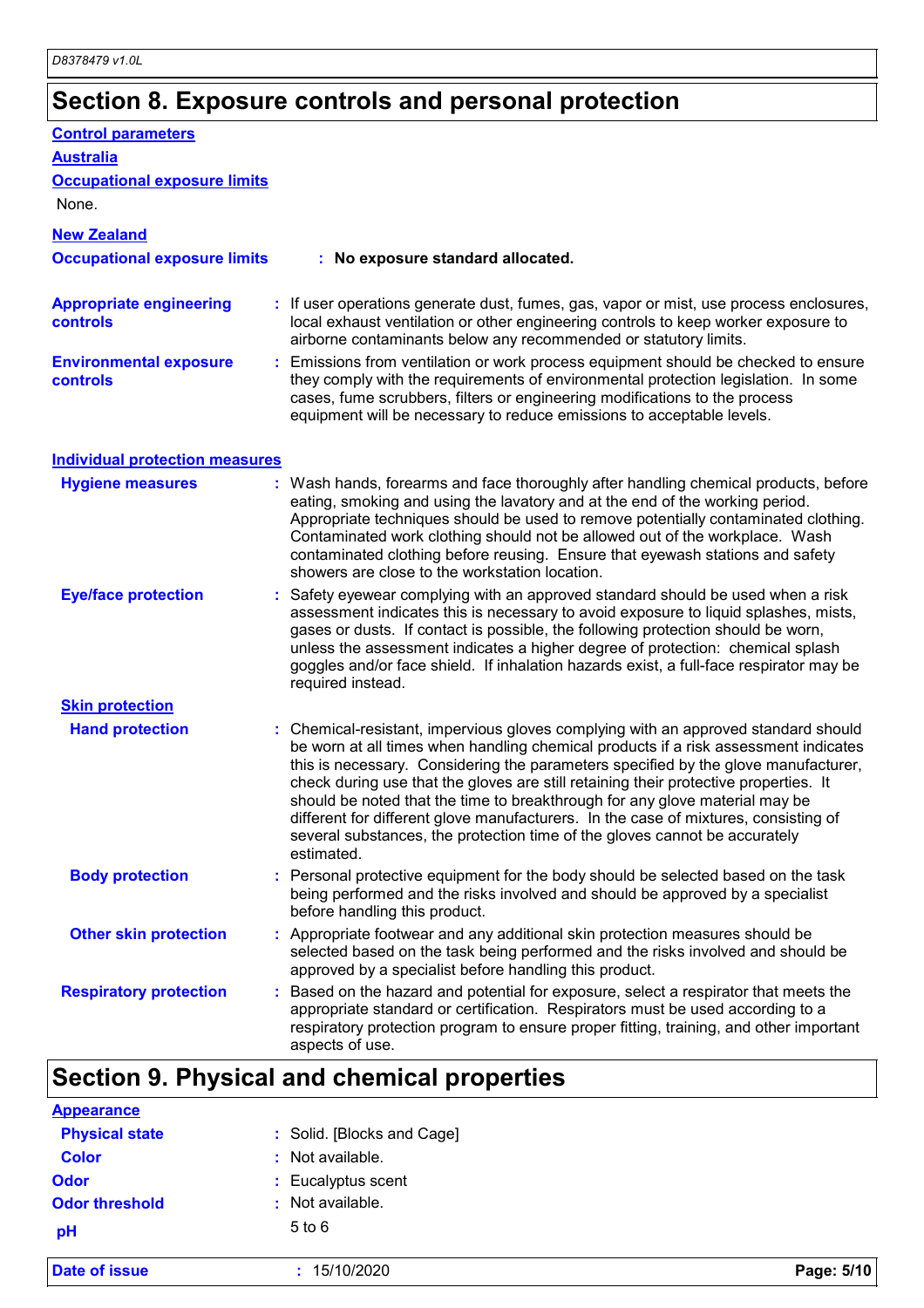## Section 8. Exposure controls and personal protection

### Control parameters

**Australia**

**Occupational exposure limits**

None.

**New Zealand**

**Occupational exposure limits** : **No exposure standard allocated.**

**Appropriate engineering controls** : If user operations generate dust, fumes, gas, vapor or mist, use process enclosures, local exhaust ventilation or other engineering controls to keep worker exposure to airborne contaminants below any recommended or statutory limits.

**Environmental exposure controls** : Emissions from ventilation or work process equipment should be checked to ensure they comply with the requirements of environmental protection legislation. In some cases, fume scrubbers, filters or engineering modifications to the process equipment will be necessary to reduce emissions to acceptable levels.

### Individual protection measures

**Hygiene measures** : Wash hands, forearms and face thoroughly after handling chemical products, before eating, smoking and using the lavatory and at the end of the working period. Appropriate techniques should be used to remove potentially contaminated clothing. Contaminated work clothing should not be allowed out of the workplace. Wash contaminated clothing before reusing. Ensure that eyewash stations and safety showers are close to the workstation location.

**Eye/face protection** : Safety eyewear complying with an approved standard should be used when a risk assessment indicates this is necessary to avoid exposure to liquid splashes, mists, gases or dusts. If contact is possible, the following protection should be worn, unless the assessment indicates a higher degree of protection: chemical splash goggles and/or face shield. If inhalation hazards exist, a full-face respirator may be required instead.

**Skin protection**

**Hand protection** : Chemical-resistant, impervious gloves complying with an approved standard should be worn at all times when handling chemical products if a risk assessment indicates this is necessary. Considering the parameters specified by the glove manufacturer, check during use that the gloves are still retaining their protective properties. It should be noted that the time to breakthrough for any glove material may be different for different glove manufacturers. In the case of mixtures, consisting of several substances, the protection time of the gloves cannot be accurately estimated.

**Body protection** : Personal protective equipment for the body should be selected based on the task being performed and the risks involved and should be approved by a specialist before handling this product.

**Other skin protection** : Appropriate footwear and any additional skin protection measures should be selected based on the task being performed and the risks involved and should be approved by a specialist before handling this product.

**Respiratory protection** : Based on the hazard and potential for exposure, select a respirator that meets the appropriate standard or certification. Respirators must be used according to a respiratory protection program to ensure proper fitting, training, and other important aspects of use.

## Section 9. Physical and chemical properties

### Appearance

**Physical state** : Solid. [Blocks and Cage]

**Color** : Not available.

**Odor** : Eucalyptus scent

**Odor threshold** : Not available.

**pH** 5 to 6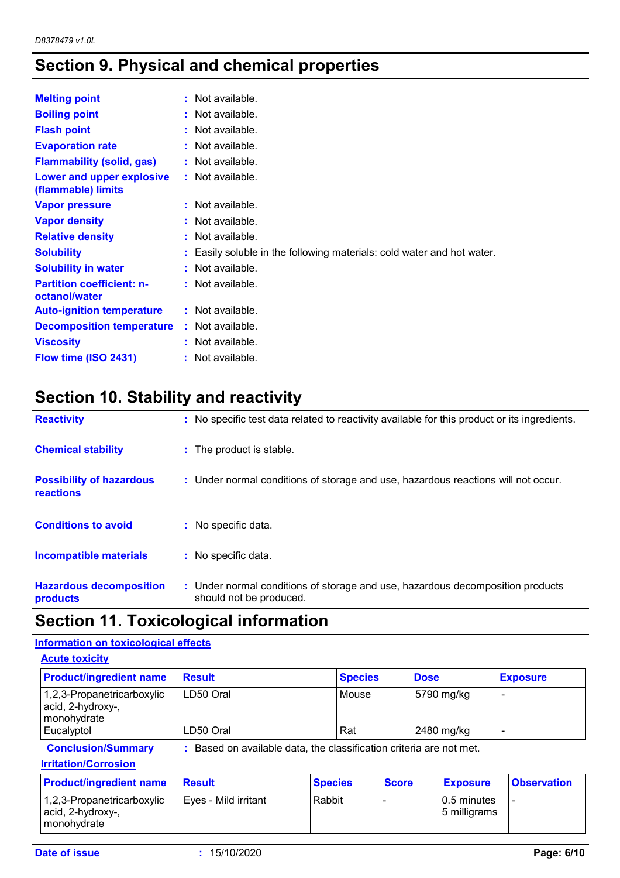## Section 9. Physical and chemical properties

**Melting point** : Not available.

**Boiling point** : Not available.

**Flash point** : Not available.

**Evaporation rate** : Not available.

**Flammability (solid, gas)** : Not available.

**Lower and upper explosive (flammable) limits** : Not available.

**Vapor pressure** : Not available.

**Vapor density** : Not available.

**Relative density** : Not available.

**Solubility** : Easily soluble in the following materials: cold water and hot water.

**Solubility in water** : Not available.

**Partition coefficient: n-octanol/water** : Not available.

**Auto-ignition temperature** : Not available.

**Decomposition temperature** : Not available.

**Viscosity** : Not available.

**Flow time (ISO 2431)** : Not available.

## Section 10. Stability and reactivity

**Reactivity** : No specific test data related to reactivity available for this product or its ingredients.

**Chemical stability** : The product is stable.

**Possibility of hazardous reactions** : Under normal conditions of storage and use, hazardous reactions will not occur.

**Conditions to avoid** : No specific data.

**Incompatible materials** : No specific data.

**Hazardous decomposition products** : Under normal conditions of storage and use, hazardous decomposition products should not be produced.

## Section 11. Toxicological information

### Information on toxicological effects

#### Acute toxicity

| Product/ingredient name | Result | Species | Dose | Exposure |
|---|---|---|---|---|
| 1,2,3-Propanetricarboxylic acid, 2-hydroxy-, monohydrate | LD50 Oral | Mouse | 5790 mg/kg | - |
| Eucalyptol | LD50 Oral | Rat | 2480 mg/kg | - |

**Conclusion/Summary** : Based on available data, the classification criteria are not met.

#### Irritation/Corrosion

| Product/ingredient name | Result | Species | Score | Exposure | Observation |
|---|---|---|---|---|---|
| 1,2,3-Propanetricarboxylic acid, 2-hydroxy-, monohydrate | Eyes - Mild irritant | Rabbit | - | 0.5 minutes 5 milligrams | - |

**Date of issue** : 15/10/2020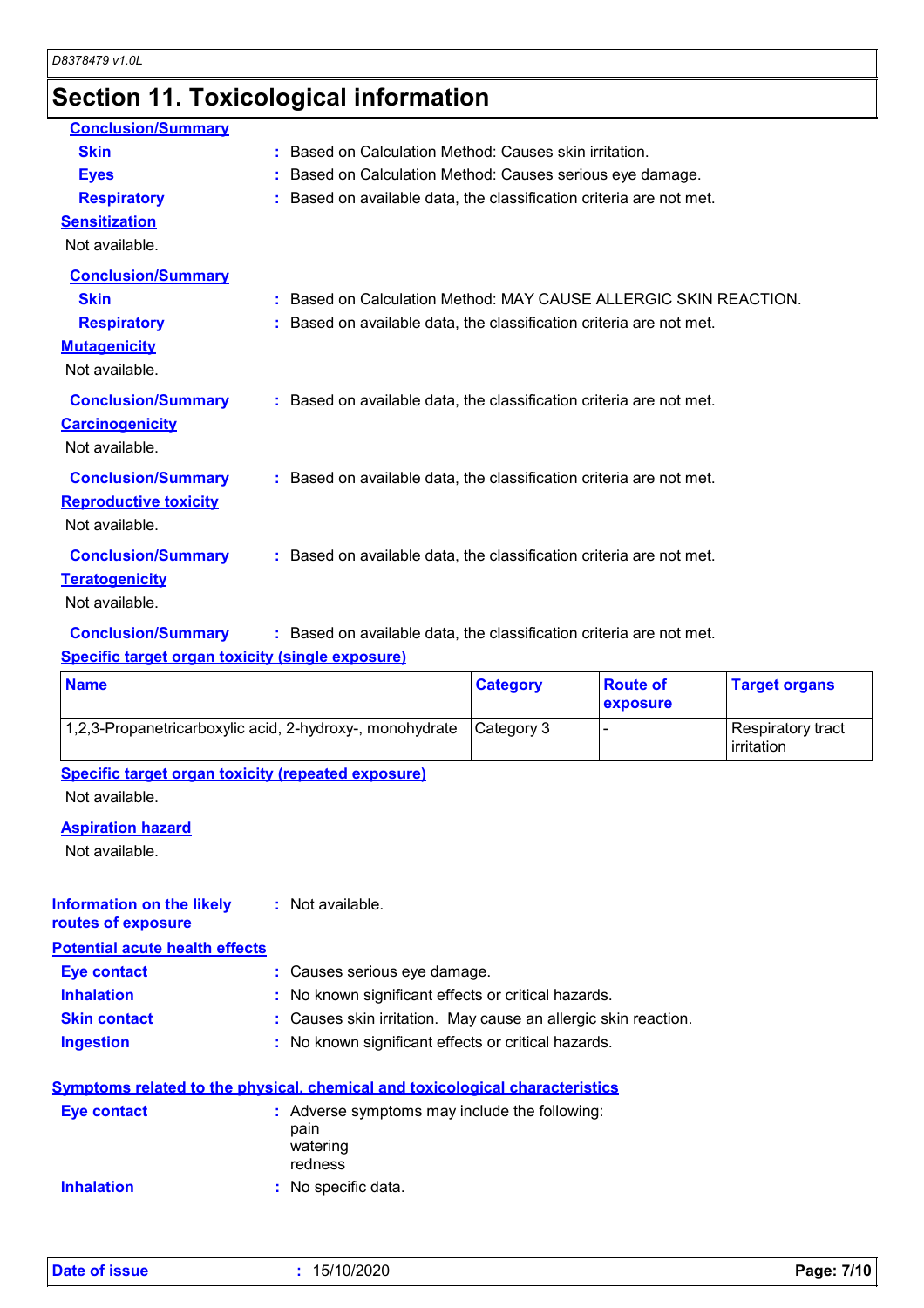## Section 11. Toxicological information

**Conclusion/Summary**

- **Skin** : Based on Calculation Method: Causes skin irritation.
- **Eyes** : Based on Calculation Method: Causes serious eye damage.
- **Respiratory** : Based on available data, the classification criteria are not met.

**Sensitization**

Not available.

**Conclusion/Summary**

- **Skin** : Based on Calculation Method: MAY CAUSE ALLERGIC SKIN REACTION.
- **Respiratory** : Based on available data, the classification criteria are not met.

**Mutagenicity**

Not available.

**Conclusion/Summary** : Based on available data, the classification criteria are not met.

**Carcinogenicity**

Not available.

**Conclusion/Summary** : Based on available data, the classification criteria are not met.

**Reproductive toxicity**

Not available.

**Conclusion/Summary** : Based on available data, the classification criteria are not met.

**Teratogenicity**

Not available.

**Conclusion/Summary** : Based on available data, the classification criteria are not met.

**Specific target organ toxicity (single exposure)**

| Name | Category | Route of exposure | Target organs |
|---|---|---|---|
| 1,2,3-Propanetricarboxylic acid, 2-hydroxy-, monohydrate | Category 3 | - | Respiratory tract irritation |

**Specific target organ toxicity (repeated exposure)**

Not available.

**Aspiration hazard**

Not available.

**Information on the likely routes of exposure** : Not available.

**Potential acute health effects**

- **Eye contact** : Causes serious eye damage.
- **Inhalation** : No known significant effects or critical hazards.
- **Skin contact** : Causes skin irritation. May cause an allergic skin reaction.
- **Ingestion** : No known significant effects or critical hazards.

**Symptoms related to the physical, chemical and toxicological characteristics**

- **Eye contact** : Adverse symptoms may include the following:
  pain
  watering
  redness
- **Inhalation** : No specific data.

Date of issue : 15/10/2020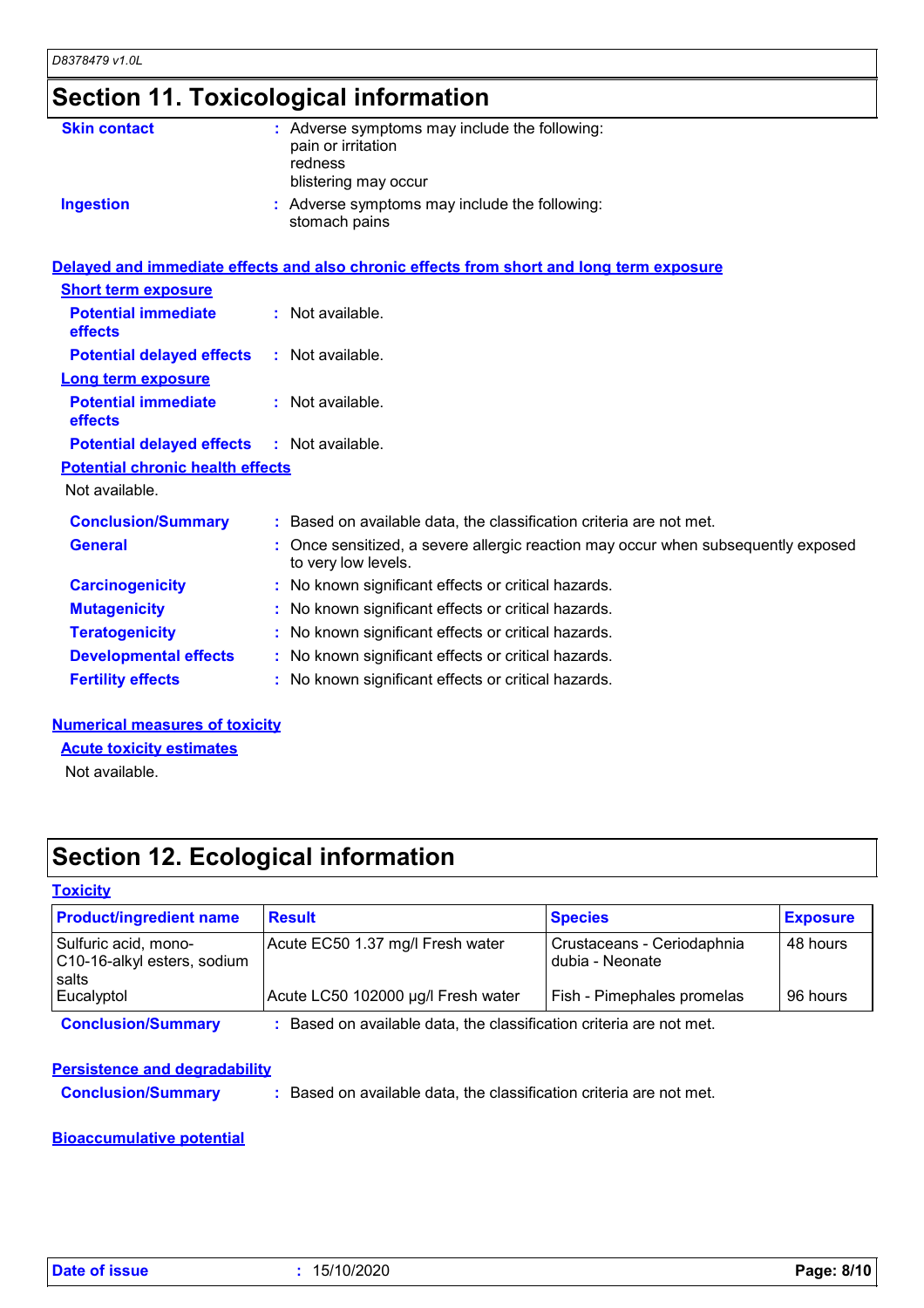## Section 11. Toxicological information

**Skin contact** : Adverse symptoms may include the following:
pain or irritation
redness
blistering may occur

**Ingestion** : Adverse symptoms may include the following:
stomach pains

### Delayed and immediate effects and also chronic effects from short and long term exposure

**Short term exposure**

**Potential immediate effects** : Not available.

**Potential delayed effects** : Not available.

**Long term exposure**

**Potential immediate effects** : Not available.

**Potential delayed effects** : Not available.

**Potential chronic health effects**

Not available.

**Conclusion/Summary** : Based on available data, the classification criteria are not met.

**General** : Once sensitized, a severe allergic reaction may occur when subsequently exposed to very low levels.

**Carcinogenicity** : No known significant effects or critical hazards.

**Mutagenicity** : No known significant effects or critical hazards.

**Teratogenicity** : No known significant effects or critical hazards.

**Developmental effects** : No known significant effects or critical hazards.

**Fertility effects** : No known significant effects or critical hazards.

### Numerical measures of toxicity

**Acute toxicity estimates**

Not available.

## Section 12. Ecological information

### Toxicity

| Product/ingredient name | Result | Species | Exposure |
|---|---|---|---|
| Sulfuric acid, mono-C10-16-alkyl esters, sodium salts | Acute EC50 1.37 mg/l Fresh water | Crustaceans - Ceriodaphnia dubia - Neonate | 48 hours |
| Eucalyptol | Acute LC50 102000 µg/l Fresh water | Fish - Pimephales promelas | 96 hours |

**Conclusion/Summary** : Based on available data, the classification criteria are not met.

### Persistence and degradability

**Conclusion/Summary** : Based on available data, the classification criteria are not met.

### Bioaccumulative potential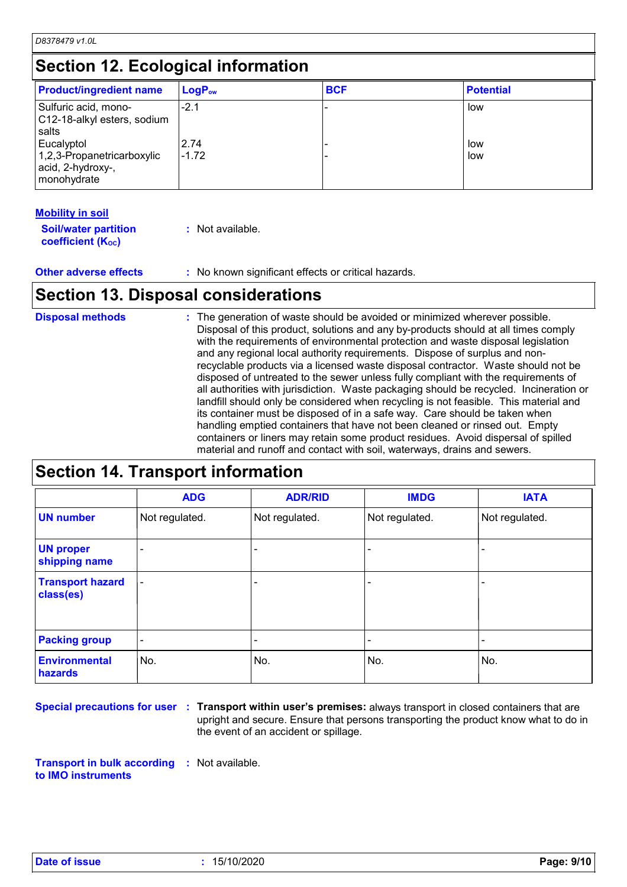## Section 12. Ecological information

| Product/ingredient name | $LogP_{ow}$ | BCF | Potential |
|---|---|---|---|
| Sulfuric acid, mono-C12-18-alkyl esters, sodium salts | -2.1 | - | low |
| Eucalyptol | 2.74 | - | low |
| 1,2,3-Propanetricarboxylic acid, 2-hydroxy-, monohydrate | -1.72 | - | low |

**Mobility in soil**

**Soil/water partition coefficient ($K_{OC}$)** : Not available.

**Other adverse effects** : No known significant effects or critical hazards.

## Section 13. Disposal considerations

**Disposal methods** : The generation of waste should be avoided or minimized wherever possible. Disposal of this product, solutions and any by-products should at all times comply with the requirements of environmental protection and waste disposal legislation and any regional local authority requirements. Dispose of surplus and non-recyclable products via a licensed waste disposal contractor. Waste should not be disposed of untreated to the sewer unless fully compliant with the requirements of all authorities with jurisdiction. Waste packaging should be recycled. Incineration or landfill should only be considered when recycling is not feasible. This material and its container must be disposed of in a safe way. Care should be taken when handling emptied containers that have not been cleaned or rinsed out. Empty containers or liners may retain some product residues. Avoid dispersal of spilled material and runoff and contact with soil, waterways, drains and sewers.

## Section 14. Transport information

| | ADG | ADR/RID | IMDG | IATA |
|---|---|---|---|---|
| UN number | Not regulated. | Not regulated. | Not regulated. | Not regulated. |
| UN proper shipping name | - | - | - | - |
| Transport hazard class(es) | - | - | - | - |
| Packing group | - | - | - | - |
| Environmental hazards | No. | No. | No. | No. |

**Special precautions for user** : **Transport within user's premises:** always transport in closed containers that are upright and secure. Ensure that persons transporting the product know what to do in the event of an accident or spillage.

**Transport in bulk according to IMO instruments** : Not available.

**Date of issue** : 15/10/2020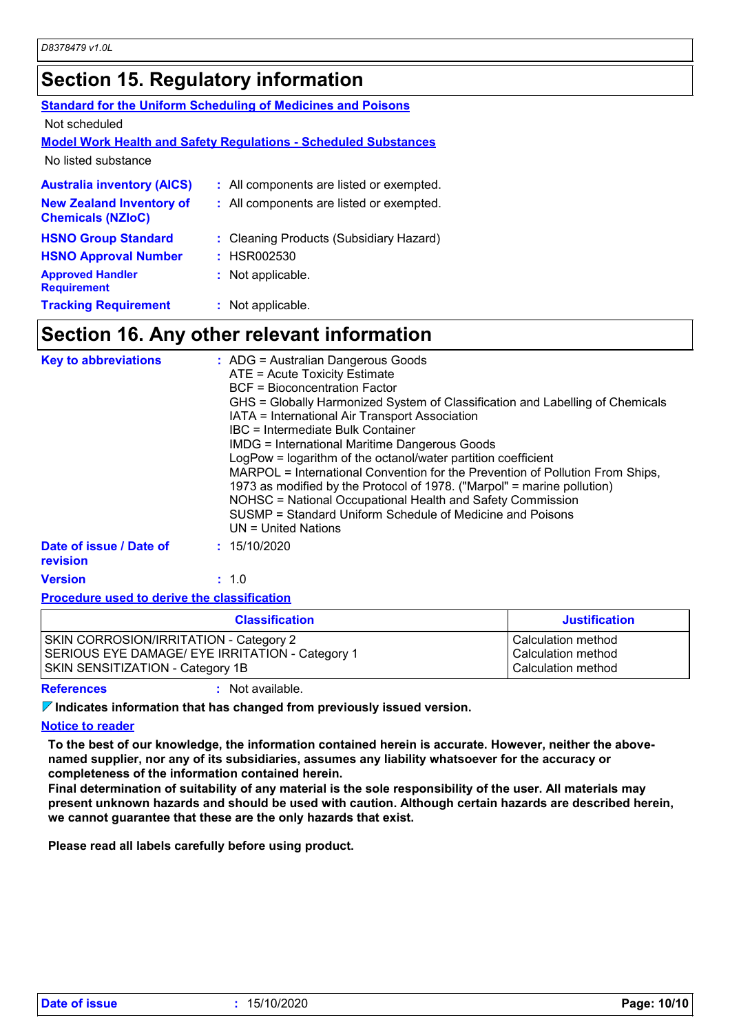## Section 15. Regulatory information

**Standard for the Uniform Scheduling of Medicines and Poisons**

Not scheduled

**Model Work Health and Safety Regulations - Scheduled Substances**

No listed substance

**Australia inventory (AICS)** : All components are listed or exempted.

**New Zealand Inventory of Chemicals (NZIoC)** : All components are listed or exempted.

**HSNO Group Standard** : Cleaning Products (Subsidiary Hazard)

**HSNO Approval Number** : HSR002530

**Approved Handler Requirement** : Not applicable.

**Tracking Requirement** : Not applicable.

## Section 16. Any other relevant information

**Key to abbreviations** :
ADG = Australian Dangerous Goods
ATE = Acute Toxicity Estimate
BCF = Bioconcentration Factor
GHS = Globally Harmonized System of Classification and Labelling of Chemicals
IATA = International Air Transport Association
IBC = Intermediate Bulk Container
IMDG = International Maritime Dangerous Goods
LogPow = logarithm of the octanol/water partition coefficient
MARPOL = International Convention for the Prevention of Pollution From Ships, 1973 as modified by the Protocol of 1978. ("Marpol" = marine pollution)
NOHSC = National Occupational Health and Safety Commission
SUSMP = Standard Uniform Schedule of Medicine and Poisons
UN = United Nations

**Date of issue / Date of revision** : 15/10/2020

**Version** : 1.0

**Procedure used to derive the classification**

| Classification | Justification |
| --- | --- |
| SKIN CORROSION/IRRITATION - Category 2 | Calculation method |
| SERIOUS EYE DAMAGE/ EYE IRRITATION - Category 1 | Calculation method |
| SKIN SENSITIZATION - Category 1B | Calculation method |

**References** : Not available.

**Indicates information that has changed from previously issued version.**

**Notice to reader**

**To the best of our knowledge, the information contained herein is accurate. However, neither the above-named supplier, nor any of its subsidiaries, assumes any liability whatsoever for the accuracy or completeness of the information contained herein.**

**Final determination of suitability of any material is the sole responsibility of the user. All materials may present unknown hazards and should be used with caution. Although certain hazards are described herein, we cannot guarantee that these are the only hazards that exist.**

**Please read all labels carefully before using product.**